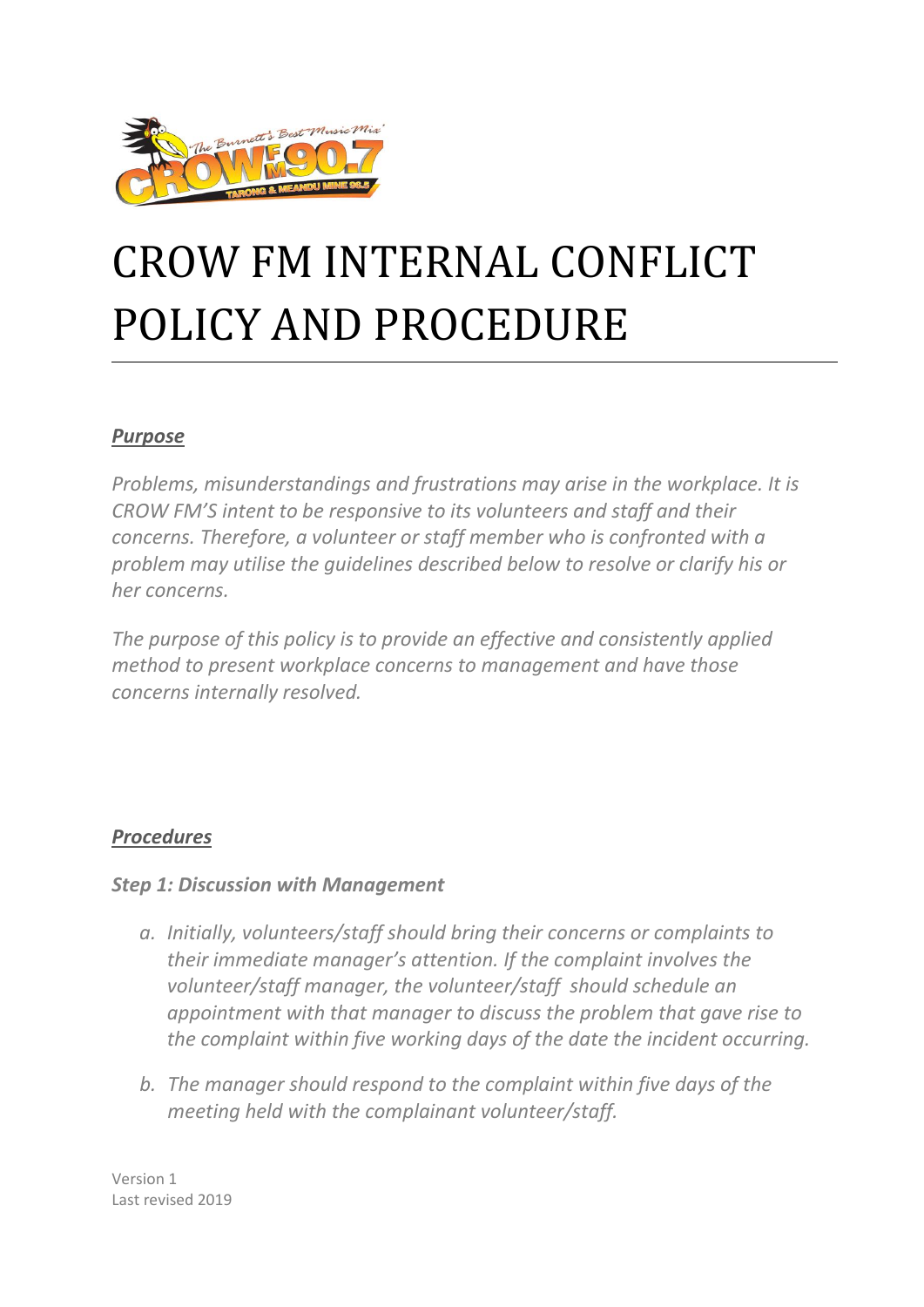# CROW FM INTERNAL CONFLICT POLICY AND PROCEDURE

## *Purpose*

*Problems, misunderstandings and frustrations may arise in the workplace. It is CROW FM'S intent to be responsive to its volunteers and staff and their concerns. Therefore, a volunteer or staff member who is confronted with a problem may utilise the guidelines described below to resolve or clarify his or her concerns.*

*The purpose of this policy is to provide an effective and consistently applied method to present workplace concerns to management and have those concerns internally resolved.*

## *Procedures*

### *Step 1: Discussion with Management*

a. *Initially, volunteers/staff should bring their concerns or complaints to their immediate manager's attention. If the complaint involves the volunteer/staff manager, the volunteer/staff should schedule an appointment with that manager to discuss the problem that gave rise to the complaint within five working days of the date the incident occurring.*

b. *The manager should respond to the complaint within five days of the meeting held with the complainant volunteer/staff.*

Version 1
Last revised 2019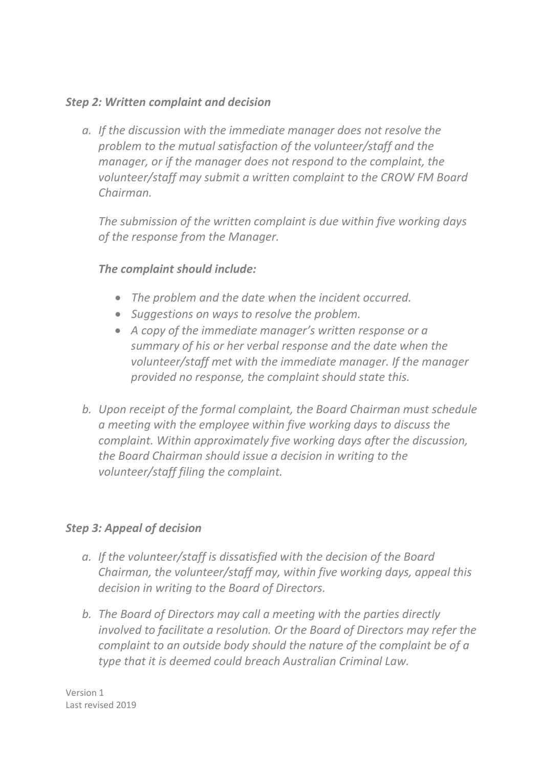### *Step 2: Written complaint and decision*

a. *If the discussion with the immediate manager does not resolve the problem to the mutual satisfaction of the volunteer/staff and the manager, or if the manager does not respond to the complaint, the volunteer/staff may submit a written complaint to the CROW FM Board Chairman.*

   *The submission of the written complaint is due within five working days of the response from the Manager.*

   ***The complaint should include:***

   - *The problem and the date when the incident occurred.*
   - *Suggestions on ways to resolve the problem.*
   - *A copy of the immediate manager's written response or a summary of his or her verbal response and the date when the volunteer/staff met with the immediate manager. If the manager provided no response, the complaint should state this.*

b. *Upon receipt of the formal complaint, the Board Chairman must schedule a meeting with the employee within five working days to discuss the complaint. Within approximately five working days after the discussion, the Board Chairman should issue a decision in writing to the volunteer/staff filing the complaint.*

### *Step 3: Appeal of decision*

a. *If the volunteer/staff is dissatisfied with the decision of the Board Chairman, the volunteer/staff may, within five working days, appeal this decision in writing to the Board of Directors.*

b. *The Board of Directors may call a meeting with the parties directly involved to facilitate a resolution. Or the Board of Directors may refer the complaint to an outside body should the nature of the complaint be of a type that it is deemed could breach Australian Criminal Law.*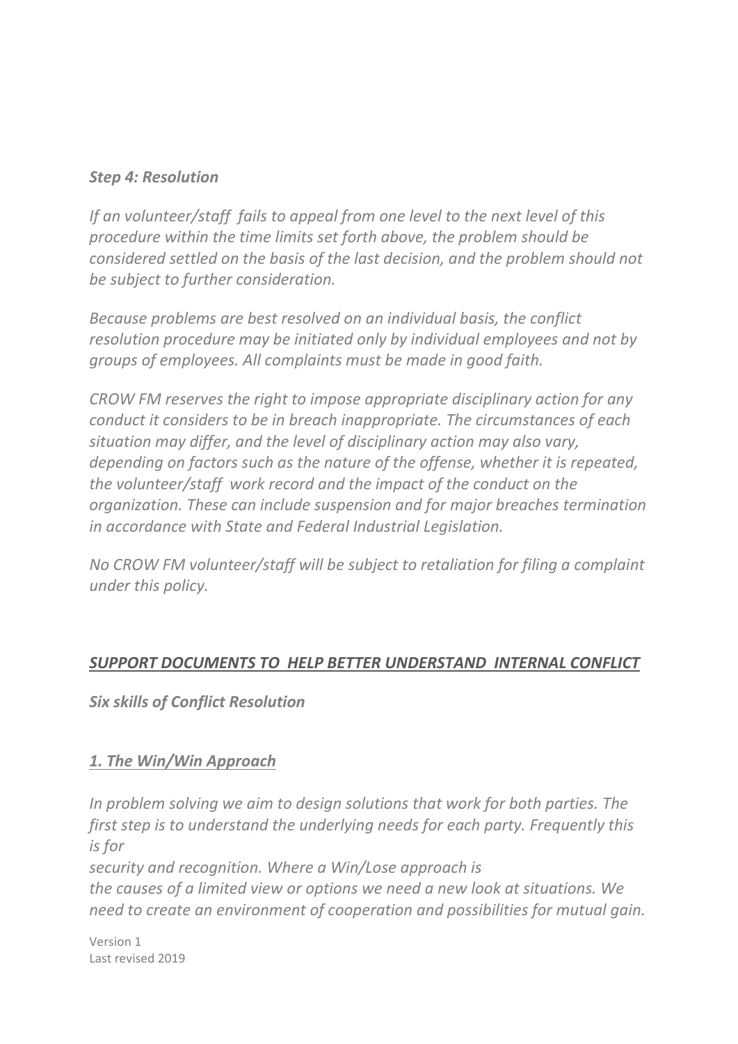### *Step 4: Resolution*

*If an volunteer/staff fails to appeal from one level to the next level of this procedure within the time limits set forth above, the problem should be considered settled on the basis of the last decision, and the problem should not be subject to further consideration.*

*Because problems are best resolved on an individual basis, the conflict resolution procedure may be initiated only by individual employees and not by groups of employees. All complaints must be made in good faith.*

*CROW FM reserves the right to impose appropriate disciplinary action for any conduct it considers to be in breach inappropriate. The circumstances of each situation may differ, and the level of disciplinary action may also vary, depending on factors such as the nature of the offense, whether it is repeated, the volunteer/staff work record and the impact of the conduct on the organization. These can include suspension and for major breaches termination in accordance with State and Federal Industrial Legislation.*

*No CROW FM volunteer/staff will be subject to retaliation for filing a complaint under this policy.*

## ***SUPPORT DOCUMENTS TO HELP BETTER UNDERSTAND INTERNAL CONFLICT***

### *Six skills of Conflict Resolution*

### ***1. The Win/Win Approach***

*In problem solving we aim to design solutions that work for both parties. The first step is to understand the underlying needs for each party. Frequently this is for*
*security and recognition. Where a Win/Lose approach is*
*the causes of a limited view or options we need a new look at situations. We need to create an environment of cooperation and possibilities for mutual gain.*

Version 1
Last revised 2019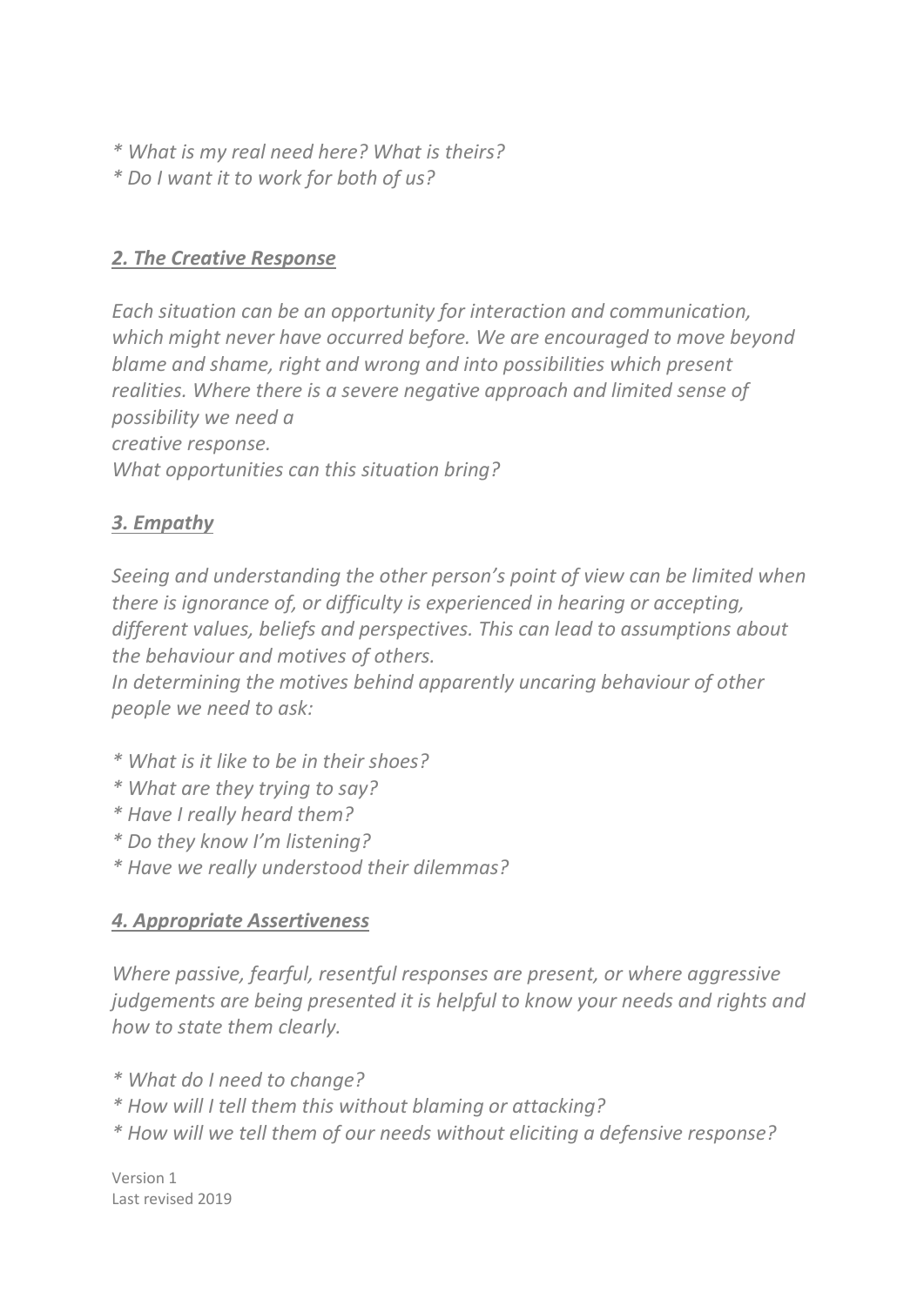*\* What is my real need here? What is theirs?*
*\* Do I want it to work for both of us?*

### ***2. The Creative Response***

*Each situation can be an opportunity for interaction and communication, which might never have occurred before. We are encouraged to move beyond blame and shame, right and wrong and into possibilities which present realities. Where there is a severe negative approach and limited sense of possibility we need a creative response.*
*What opportunities can this situation bring?*

### ***3. Empathy***

*Seeing and understanding the other person's point of view can be limited when there is ignorance of, or difficulty is experienced in hearing or accepting, different values, beliefs and perspectives. This can lead to assumptions about the behaviour and motives of others.*
*In determining the motives behind apparently uncaring behaviour of other people we need to ask:*

*\* What is it like to be in their shoes?*
*\* What are they trying to say?*
*\* Have I really heard them?*
*\* Do they know I'm listening?*
*\* Have we really understood their dilemmas?*

### ***4. Appropriate Assertiveness***

*Where passive, fearful, resentful responses are present, or where aggressive judgements are being presented it is helpful to know your needs and rights and how to state them clearly.*

*\* What do I need to change?*
*\* How will I tell them this without blaming or attacking?*
*\* How will we tell them of our needs without eliciting a defensive response?*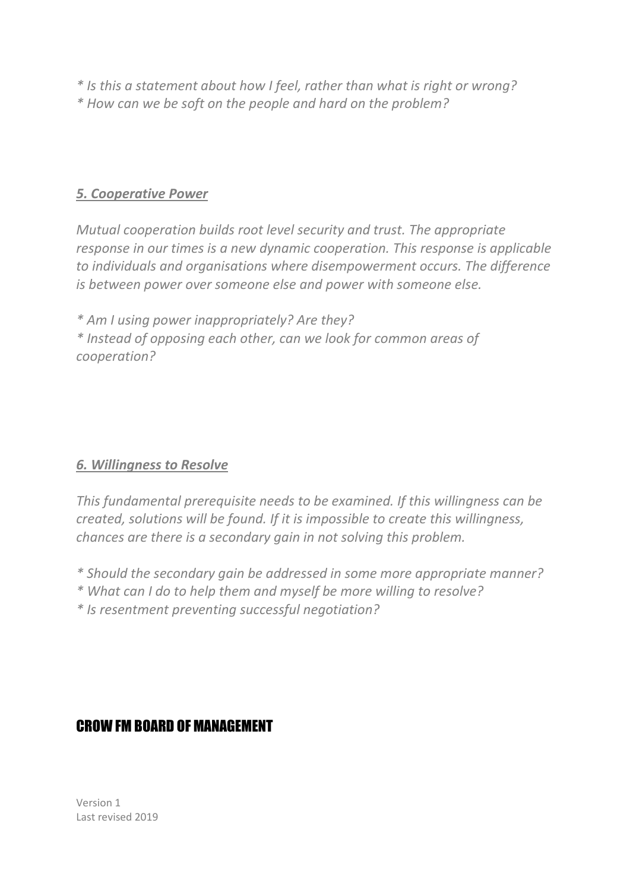*\* Is this a statement about how I feel, rather than what is right or wrong?*
*\* How can we be soft on the people and hard on the problem?*

### ***5. Cooperative Power***

*Mutual cooperation builds root level security and trust. The appropriate response in our times is a new dynamic cooperation. This response is applicable to individuals and organisations where disempowerment occurs. The difference is between power over someone else and power with someone else.*

*\* Am I using power inappropriately? Are they?*
*\* Instead of opposing each other, can we look for common areas of cooperation?*

### ***6. Willingness to Resolve***

*This fundamental prerequisite needs to be examined. If this willingness can be created, solutions will be found. If it is impossible to create this willingness, chances are there is a secondary gain in not solving this problem.*

*\* Should the secondary gain be addressed in some more appropriate manner?*
*\* What can I do to help them and myself be more willing to resolve?*
*\* Is resentment preventing successful negotiation?*

## CROW FM BOARD OF MANAGEMENT

Version 1
Last revised 2019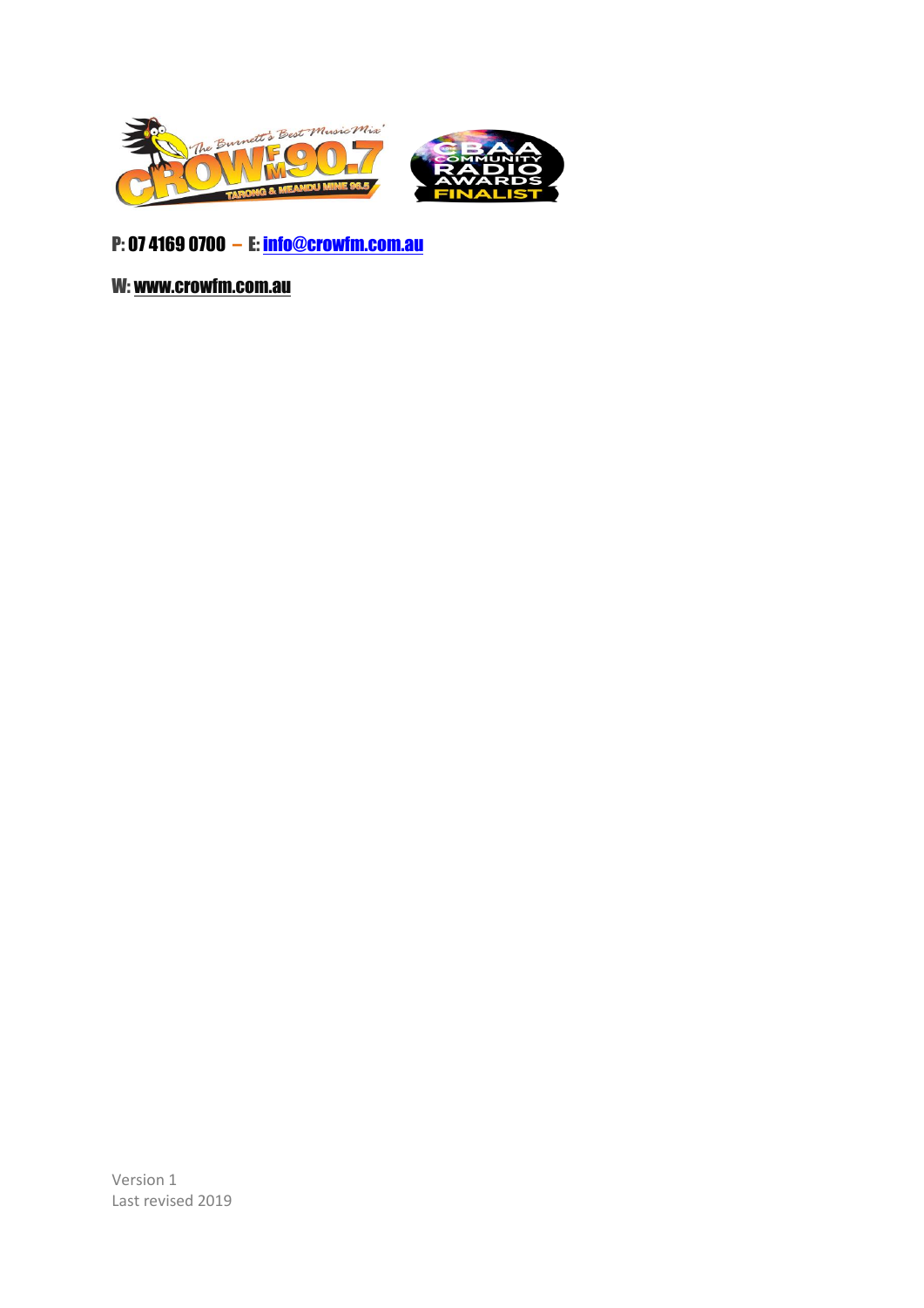P: 07 4169 0700 – E: info@crowfm.com.au

W: www.crowfm.com.au

Version 1
Last revised 2019